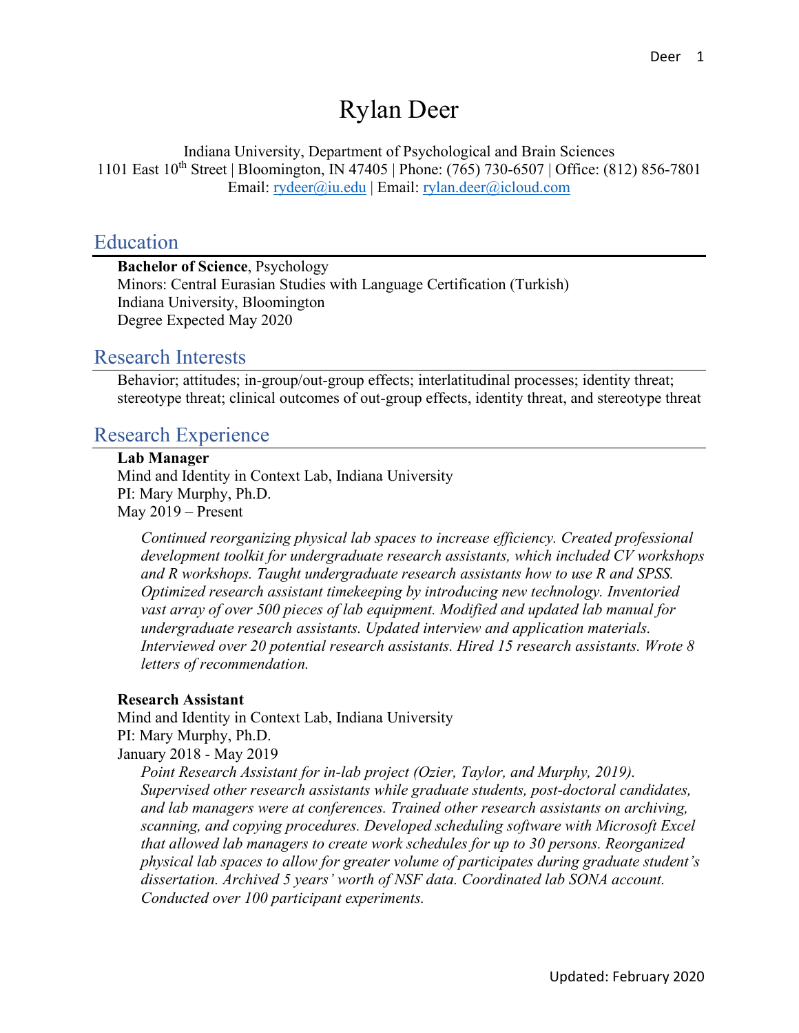# Rylan Deer

Indiana University, Department of Psychological and Brain Sciences
1101 East 10th Street | Bloomington, IN 47405 | Phone: (765) 730-6507 | Office: (812) 856-7801
Email: rydeer@iu.edu | Email: rylan.deer@icloud.com

## Education

**Bachelor of Science**, Psychology
Minors: Central Eurasian Studies with Language Certification (Turkish)
Indiana University, Bloomington
Degree Expected May 2020

## Research Interests

Behavior; attitudes; in-group/out-group effects; interlatitudinal processes; identity threat; stereotype threat; clinical outcomes of out-group effects, identity threat, and stereotype threat

## Research Experience

**Lab Manager**
Mind and Identity in Context Lab, Indiana University
PI: Mary Murphy, Ph.D.
May 2019 – Present

*Continued reorganizing physical lab spaces to increase efficiency. Created professional development toolkit for undergraduate research assistants, which included CV workshops and R workshops. Taught undergraduate research assistants how to use R and SPSS. Optimized research assistant timekeeping by introducing new technology. Inventoried vast array of over 500 pieces of lab equipment. Modified and updated lab manual for undergraduate research assistants. Updated interview and application materials. Interviewed over 20 potential research assistants. Hired 15 research assistants. Wrote 8 letters of recommendation.*

**Research Assistant**
Mind and Identity in Context Lab, Indiana University
PI: Mary Murphy, Ph.D.
January 2018 - May 2019

*Point Research Assistant for in-lab project (Ozier, Taylor, and Murphy, 2019). Supervised other research assistants while graduate students, post-doctoral candidates, and lab managers were at conferences. Trained other research assistants on archiving, scanning, and copying procedures. Developed scheduling software with Microsoft Excel that allowed lab managers to create work schedules for up to 30 persons. Reorganized physical lab spaces to allow for greater volume of participates during graduate student's dissertation. Archived 5 years' worth of NSF data. Coordinated lab SONA account. Conducted over 100 participant experiments.*

Updated: February 2020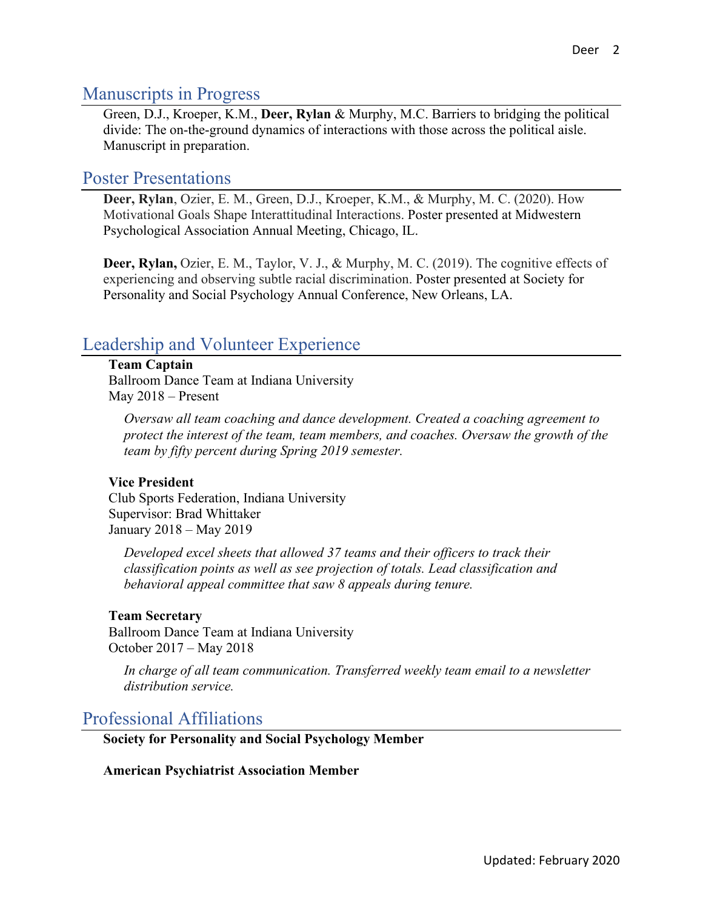## Manuscripts in Progress

Green, D.J., Kroeper, K.M., **Deer, Rylan** & Murphy, M.C. Barriers to bridging the political divide: The on-the-ground dynamics of interactions with those across the political aisle. Manuscript in preparation.

## Poster Presentations

**Deer, Rylan**, Ozier, E. M., Green, D.J., Kroeper, K.M., & Murphy, M. C. (2020). How Motivational Goals Shape Interattitudinal Interactions. Poster presented at Midwestern Psychological Association Annual Meeting, Chicago, IL.

**Deer, Rylan,** Ozier, E. M., Taylor, V. J., & Murphy, M. C. (2019). The cognitive effects of experiencing and observing subtle racial discrimination. Poster presented at Society for Personality and Social Psychology Annual Conference, New Orleans, LA.

## Leadership and Volunteer Experience

**Team Captain**
Ballroom Dance Team at Indiana University
May 2018 – Present

*Oversaw all team coaching and dance development. Created a coaching agreement to protect the interest of the team, team members, and coaches. Oversaw the growth of the team by fifty percent during Spring 2019 semester.*

**Vice President**
Club Sports Federation, Indiana University
Supervisor: Brad Whittaker
January 2018 – May 2019

*Developed excel sheets that allowed 37 teams and their officers to track their classification points as well as see projection of totals. Lead classification and behavioral appeal committee that saw 8 appeals during tenure.*

**Team Secretary**
Ballroom Dance Team at Indiana University
October 2017 – May 2018

*In charge of all team communication. Transferred weekly team email to a newsletter distribution service.*

## Professional Affiliations

**Society for Personality and Social Psychology Member**

**American Psychiatrist Association Member**

Updated: February 2020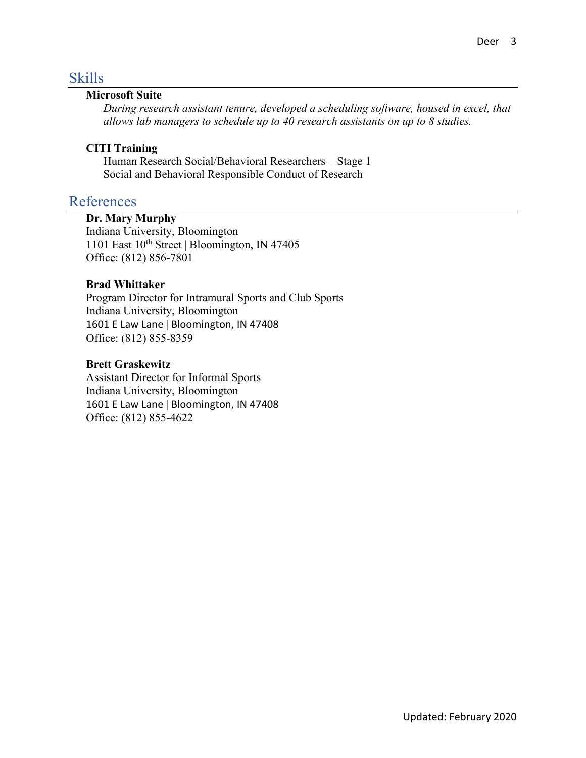## Skills

**Microsoft Suite**

*During research assistant tenure, developed a scheduling software, housed in excel, that allows lab managers to schedule up to 40 research assistants on up to 8 studies.*

**CITI Training**

Human Research Social/Behavioral Researchers – Stage 1
Social and Behavioral Responsible Conduct of Research

## References

**Dr. Mary Murphy**
Indiana University, Bloomington
1101 East 10th Street | Bloomington, IN 47405
Office: (812) 856-7801

**Brad Whittaker**
Program Director for Intramural Sports and Club Sports
Indiana University, Bloomington
1601 E Law Lane | Bloomington, IN 47408
Office: (812) 855-8359

**Brett Graskewitz**
Assistant Director for Informal Sports
Indiana University, Bloomington
1601 E Law Lane | Bloomington, IN 47408
Office: (812) 855-4622

Updated: February 2020